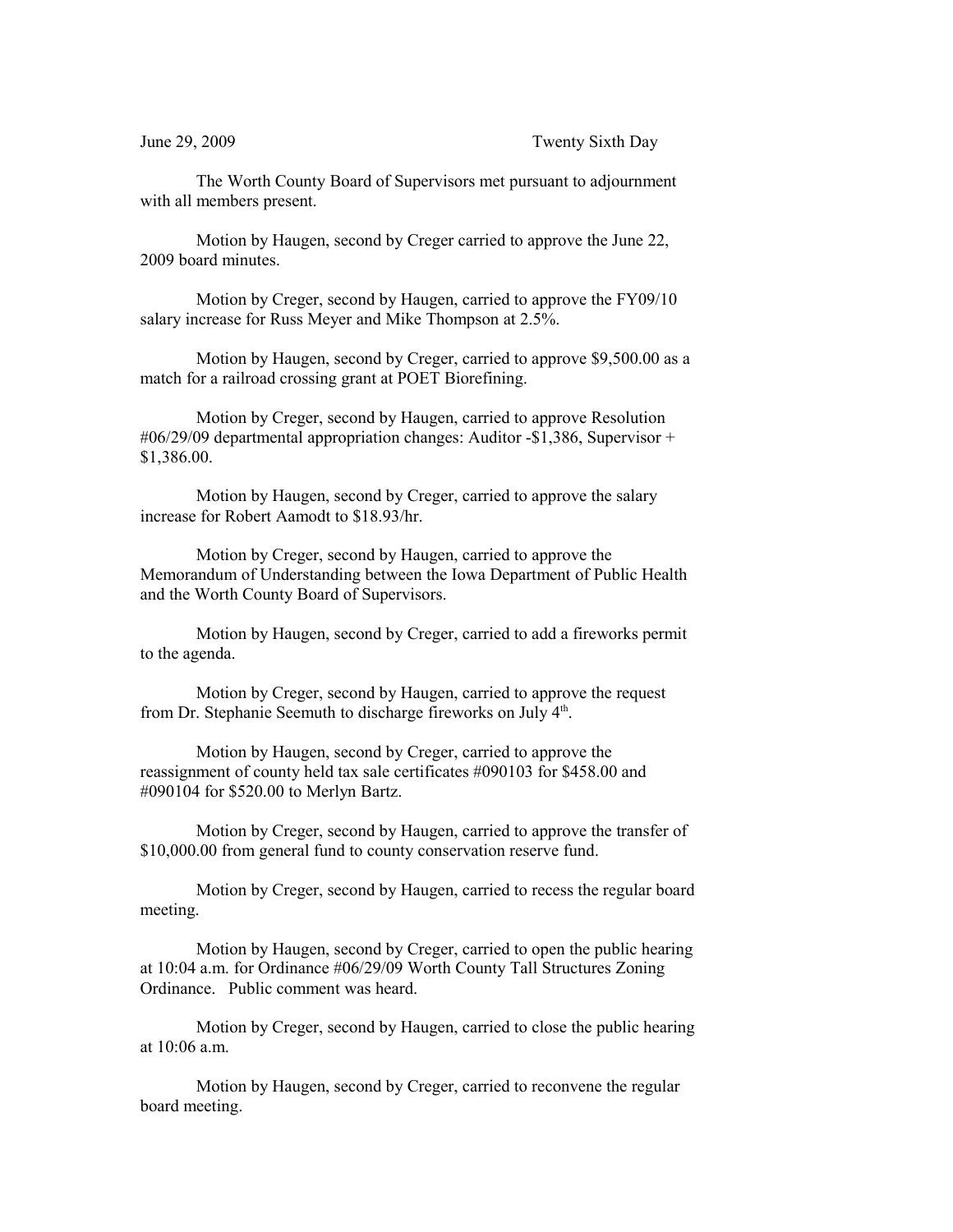June 29, 2009 Twenty Sixth Day

The Worth County Board of Supervisors met pursuant to adjournment with all members present.

Motion by Haugen, second by Creger carried to approve the June 22, 2009 board minutes.

Motion by Creger, second by Haugen, carried to approve the FY09/10 salary increase for Russ Meyer and Mike Thompson at 2.5%.

Motion by Haugen, second by Creger, carried to approve $9,500.00 as a match for a railroad crossing grant at POET Biorefining.

Motion by Creger, second by Haugen, carried to approve Resolution #06/29/09 departmental appropriation changes: Auditor -$1,386, Supervisor + $1,386.00.

Motion by Haugen, second by Creger, carried to approve the salary increase for Robert Aamodt to $18.93/hr.

Motion by Creger, second by Haugen, carried to approve the Memorandum of Understanding between the Iowa Department of Public Health and the Worth County Board of Supervisors.

Motion by Haugen, second by Creger, carried to add a fireworks permit to the agenda.

Motion by Creger, second by Haugen, carried to approve the request from Dr. Stephanie Seemuth to discharge fireworks on July 4th.

Motion by Haugen, second by Creger, carried to approve the reassignment of county held tax sale certificates #090103 for $458.00 and #090104 for $520.00 to Merlyn Bartz.

Motion by Creger, second by Haugen, carried to approve the transfer of $10,000.00 from general fund to county conservation reserve fund.

Motion by Creger, second by Haugen, carried to recess the regular board meeting.

Motion by Haugen, second by Creger, carried to open the public hearing at 10:04 a.m. for Ordinance #06/29/09 Worth County Tall Structures Zoning Ordinance. Public comment was heard.

Motion by Creger, second by Haugen, carried to close the public hearing at 10:06 a.m.

Motion by Haugen, second by Creger, carried to reconvene the regular board meeting.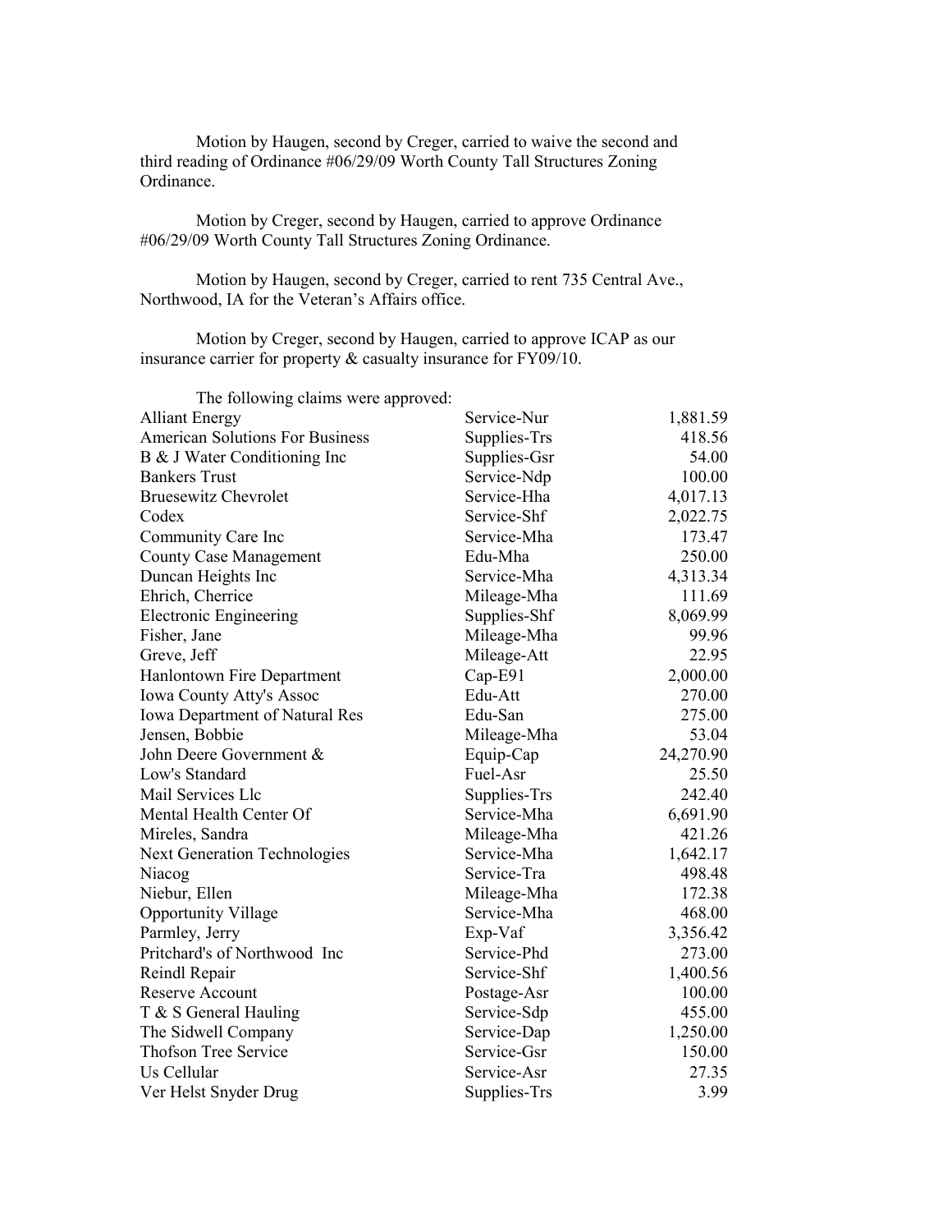Motion by Haugen, second by Creger, carried to waive the second and third reading of Ordinance #06/29/09 Worth County Tall Structures Zoning Ordinance.

Motion by Creger, second by Haugen, carried to approve Ordinance #06/29/09 Worth County Tall Structures Zoning Ordinance.

Motion by Haugen, second by Creger, carried to rent 735 Central Ave., Northwood, IA for the Veteran's Affairs office.

Motion by Creger, second by Haugen, carried to approve ICAP as our insurance carrier for property & casualty insurance for FY09/10.

The following claims were approved:

| | | |
|---|---|---:|
| Alliant Energy | Service-Nur | 1,881.59 |
| American Solutions For Business | Supplies-Trs | 418.56 |
| B & J Water Conditioning Inc | Supplies-Gsr | 54.00 |
| Bankers Trust | Service-Ndp | 100.00 |
| Bruesewitz Chevrolet | Service-Hha | 4,017.13 |
| Codex | Service-Shf | 2,022.75 |
| Community Care Inc | Service-Mha | 173.47 |
| County Case Management | Edu-Mha | 250.00 |
| Duncan Heights Inc | Service-Mha | 4,313.34 |
| Ehrich, Cherrice | Mileage-Mha | 111.69 |
| Electronic Engineering | Supplies-Shf | 8,069.99 |
| Fisher, Jane | Mileage-Mha | 99.96 |
| Greve, Jeff | Mileage-Att | 22.95 |
| Hanlontown Fire Department | Cap-E91 | 2,000.00 |
| Iowa County Atty's Assoc | Edu-Att | 270.00 |
| Iowa Department of Natural Res | Edu-San | 275.00 |
| Jensen, Bobbie | Mileage-Mha | 53.04 |
| John Deere Government & | Equip-Cap | 24,270.90 |
| Low's Standard | Fuel-Asr | 25.50 |
| Mail Services Llc | Supplies-Trs | 242.40 |
| Mental Health Center Of | Service-Mha | 6,691.90 |
| Mireles, Sandra | Mileage-Mha | 421.26 |
| Next Generation Technologies | Service-Mha | 1,642.17 |
| Niacog | Service-Tra | 498.48 |
| Niebur, Ellen | Mileage-Mha | 172.38 |
| Opportunity Village | Service-Mha | 468.00 |
| Parmley, Jerry | Exp-Vaf | 3,356.42 |
| Pritchard's of Northwood Inc | Service-Phd | 273.00 |
| Reindl Repair | Service-Shf | 1,400.56 |
| Reserve Account | Postage-Asr | 100.00 |
| T & S General Hauling | Service-Sdp | 455.00 |
| The Sidwell Company | Service-Dap | 1,250.00 |
| Thofson Tree Service | Service-Gsr | 150.00 |
| Us Cellular | Service-Asr | 27.35 |
| Ver Helst Snyder Drug | Supplies-Trs | 3.99 |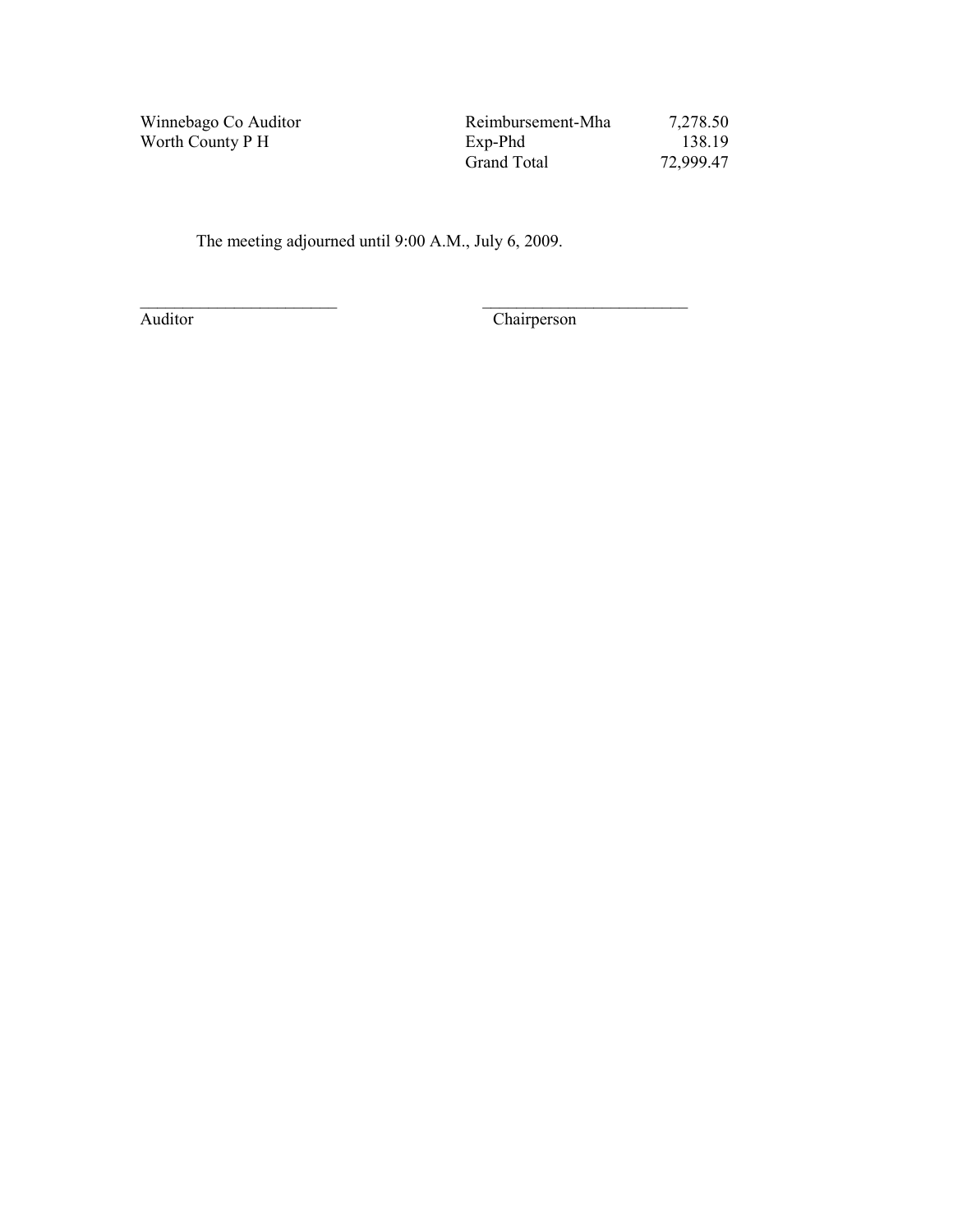| | | |
|---|---|---|
| Winnebago Co Auditor | Reimbursement-Mha | 7,278.50 |
| Worth County P H | Exp-Phd | 138.19 |
| | Grand Total | 72,999.47 |

The meeting adjourned until 9:00 A.M., July 6, 2009.

________________________ ________________________

Auditor Chairperson